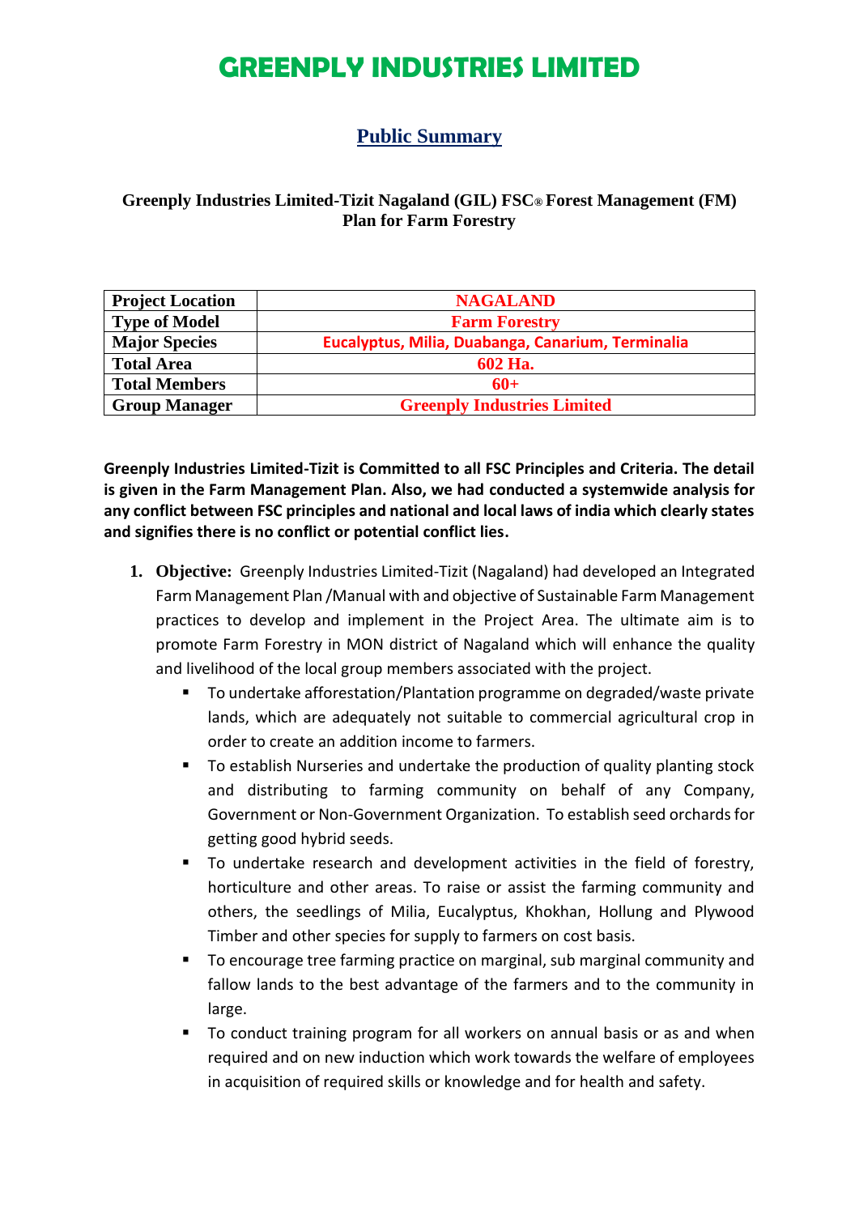# GREENPLY INDUSTRIES LIMITED

## Public Summary

### Greenply Industries Limited-Tizit Nagaland (GIL) FSC® Forest Management (FM) Plan for Farm Forestry

| Project Location | NAGALAND |
|---|---|
| Type of Model | Farm Forestry |
| Major Species | Eucalyptus, Milia, Duabanga, Canarium, Terminalia |
| Total Area | 602 Ha. |
| Total Members | 60+ |
| Group Manager | Greenply Industries Limited |

**Greenply Industries Limited-Tizit is Committed to all FSC Principles and Criteria. The detail is given in the Farm Management Plan. Also, we had conducted a systemwide analysis for any conflict between FSC principles and national and local laws of india which clearly states and signifies there is no conflict or potential conflict lies.**

1. **Objective:** Greenply Industries Limited-Tizit (Nagaland) had developed an Integrated Farm Management Plan /Manual with and objective of Sustainable Farm Management practices to develop and implement in the Project Area. The ultimate aim is to promote Farm Forestry in MON district of Nagaland which will enhance the quality and livelihood of the local group members associated with the project.
   - To undertake afforestation/Plantation programme on degraded/waste private lands, which are adequately not suitable to commercial agricultural crop in order to create an addition income to farmers.
   - To establish Nurseries and undertake the production of quality planting stock and distributing to farming community on behalf of any Company, Government or Non-Government Organization. To establish seed orchards for getting good hybrid seeds.
   - To undertake research and development activities in the field of forestry, horticulture and other areas. To raise or assist the farming community and others, the seedlings of Milia, Eucalyptus, Khokhan, Hollung and Plywood Timber and other species for supply to farmers on cost basis.
   - To encourage tree farming practice on marginal, sub marginal community and fallow lands to the best advantage of the farmers and to the community in large.
   - To conduct training program for all workers on annual basis or as and when required and on new induction which work towards the welfare of employees in acquisition of required skills or knowledge and for health and safety.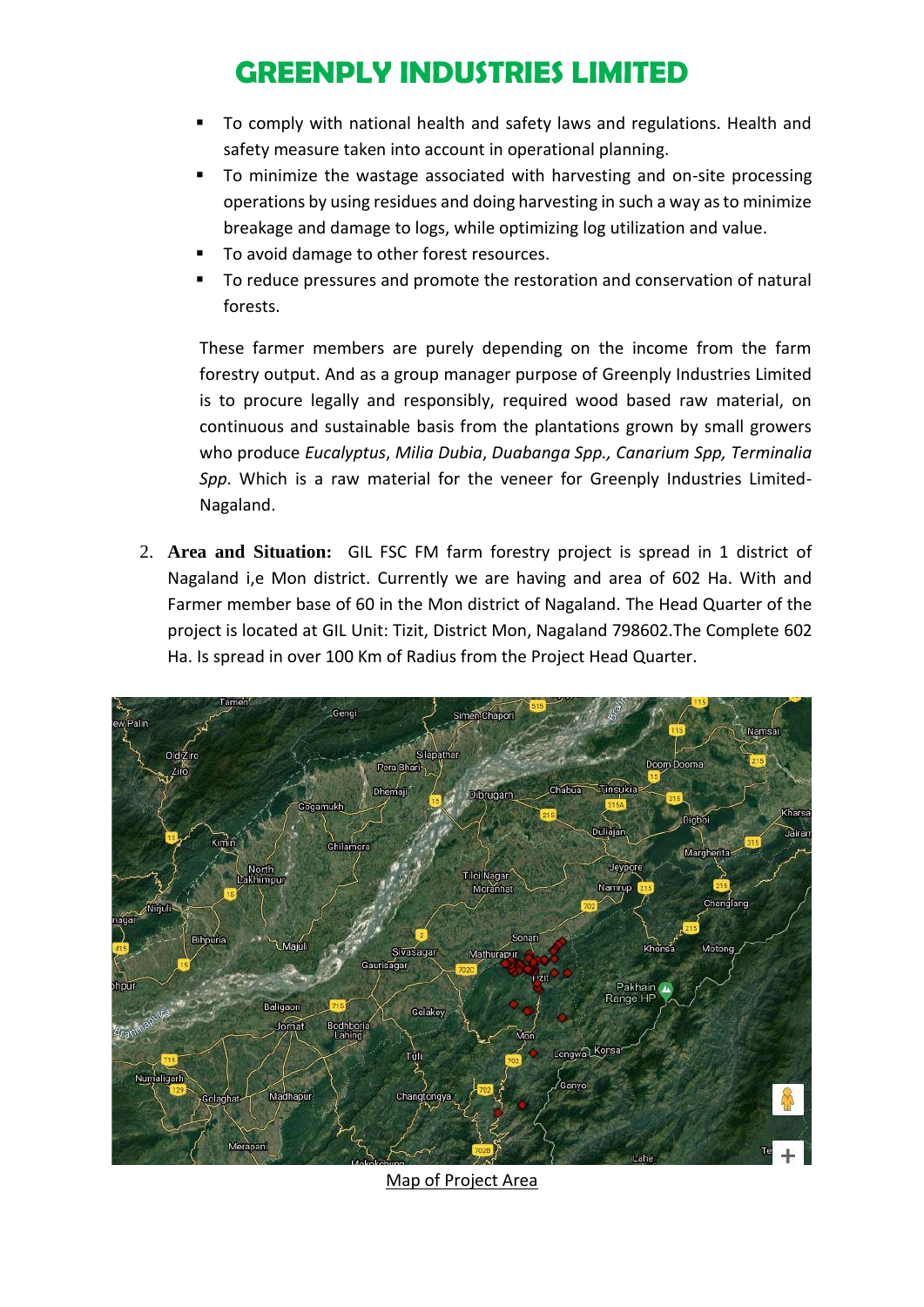- To comply with national health and safety laws and regulations. Health and safety measure taken into account in operational planning.
- To minimize the wastage associated with harvesting and on-site processing operations by using residues and doing harvesting in such a way as to minimize breakage and damage to logs, while optimizing log utilization and value.
- To avoid damage to other forest resources.
- To reduce pressures and promote the restoration and conservation of natural forests.

These farmer members are purely depending on the income from the farm forestry output. And as a group manager purpose of Greenply Industries Limited is to procure legally and responsibly, required wood based raw material, on continuous and sustainable basis from the plantations grown by small growers who produce *Eucalyptus*, *Milia Dubia*, *Duabanga Spp., Canarium Spp, Terminalia Spp*. Which is a raw material for the veneer for Greenply Industries Limited-Nagaland.

2. **Area and Situation:** GIL FSC FM farm forestry project is spread in 1 district of Nagaland i,e Mon district. Currently we are having and area of 602 Ha. With and Farmer member base of 60 in the Mon district of Nagaland. The Head Quarter of the project is located at GIL Unit: Tizit, District Mon, Nagaland 798602.The Complete 602 Ha. Is spread in over 100 Km of Radius from the Project Head Quarter.

Map of Project Area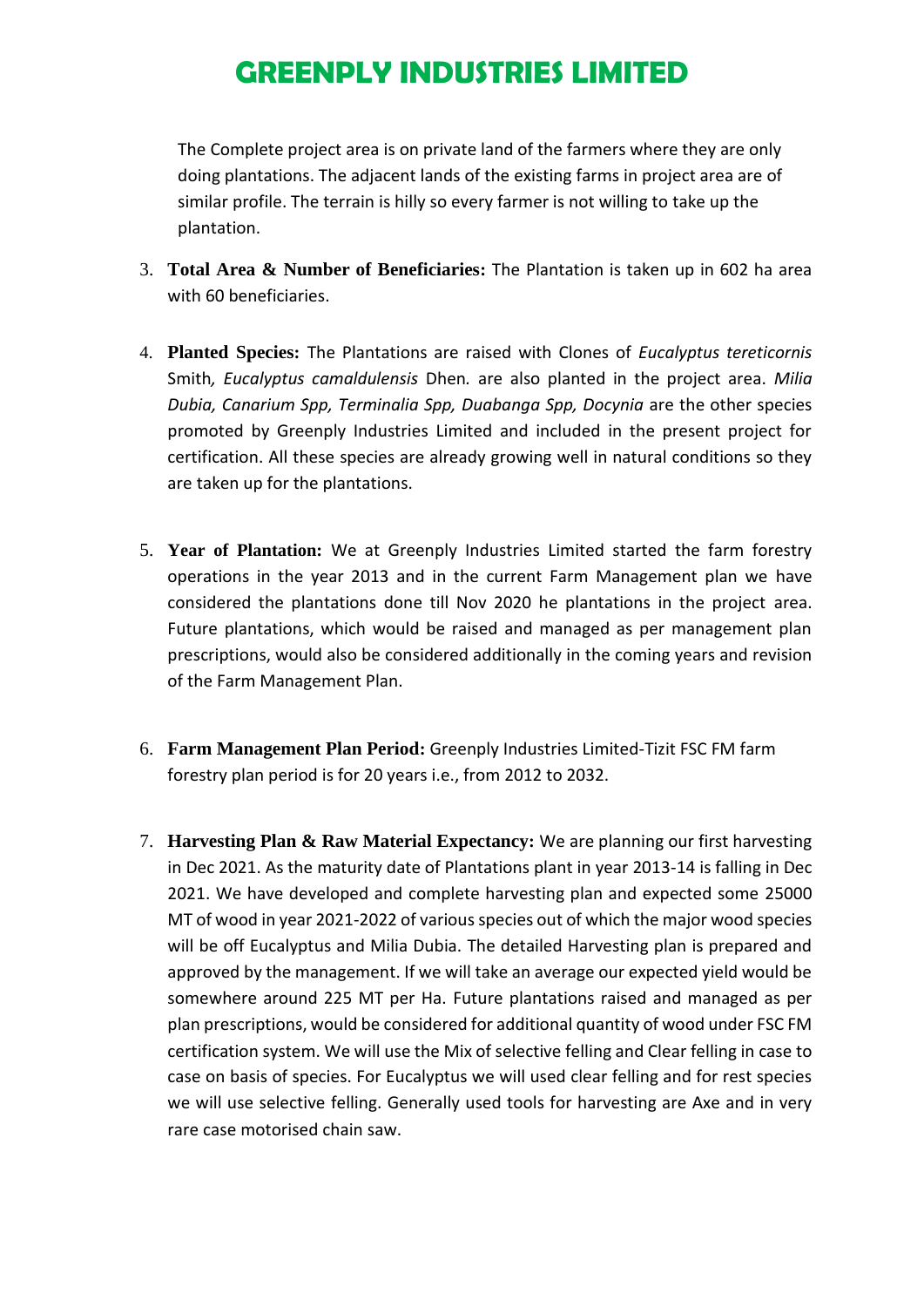The Complete project area is on private land of the farmers where they are only doing plantations. The adjacent lands of the existing farms in project area are of similar profile. The terrain is hilly so every farmer is not willing to take up the plantation.

3. **Total Area & Number of Beneficiaries:** The Plantation is taken up in 602 ha area with 60 beneficiaries.

4. **Planted Species:** The Plantations are raised with Clones of *Eucalyptus tereticornis* Smith, *Eucalyptus camaldulensis* Dhen. are also planted in the project area. *Milia Dubia, Canarium Spp, Terminalia Spp, Duabanga Spp, Docynia* are the other species promoted by Greenply Industries Limited and included in the present project for certification. All these species are already growing well in natural conditions so they are taken up for the plantations.

5. **Year of Plantation:** We at Greenply Industries Limited started the farm forestry operations in the year 2013 and in the current Farm Management plan we have considered the plantations done till Nov 2020 he plantations in the project area. Future plantations, which would be raised and managed as per management plan prescriptions, would also be considered additionally in the coming years and revision of the Farm Management Plan.

6. **Farm Management Plan Period:** Greenply Industries Limited-Tizit FSC FM farm forestry plan period is for 20 years i.e., from 2012 to 2032.

7. **Harvesting Plan & Raw Material Expectancy:** We are planning our first harvesting in Dec 2021. As the maturity date of Plantations plant in year 2013-14 is falling in Dec 2021. We have developed and complete harvesting plan and expected some 25000 MT of wood in year 2021-2022 of various species out of which the major wood species will be off Eucalyptus and Milia Dubia. The detailed Harvesting plan is prepared and approved by the management. If we will take an average our expected yield would be somewhere around 225 MT per Ha. Future plantations raised and managed as per plan prescriptions, would be considered for additional quantity of wood under FSC FM certification system. We will use the Mix of selective felling and Clear felling in case to case on basis of species. For Eucalyptus we will used clear felling and for rest species we will use selective felling. Generally used tools for harvesting are Axe and in very rare case motorised chain saw.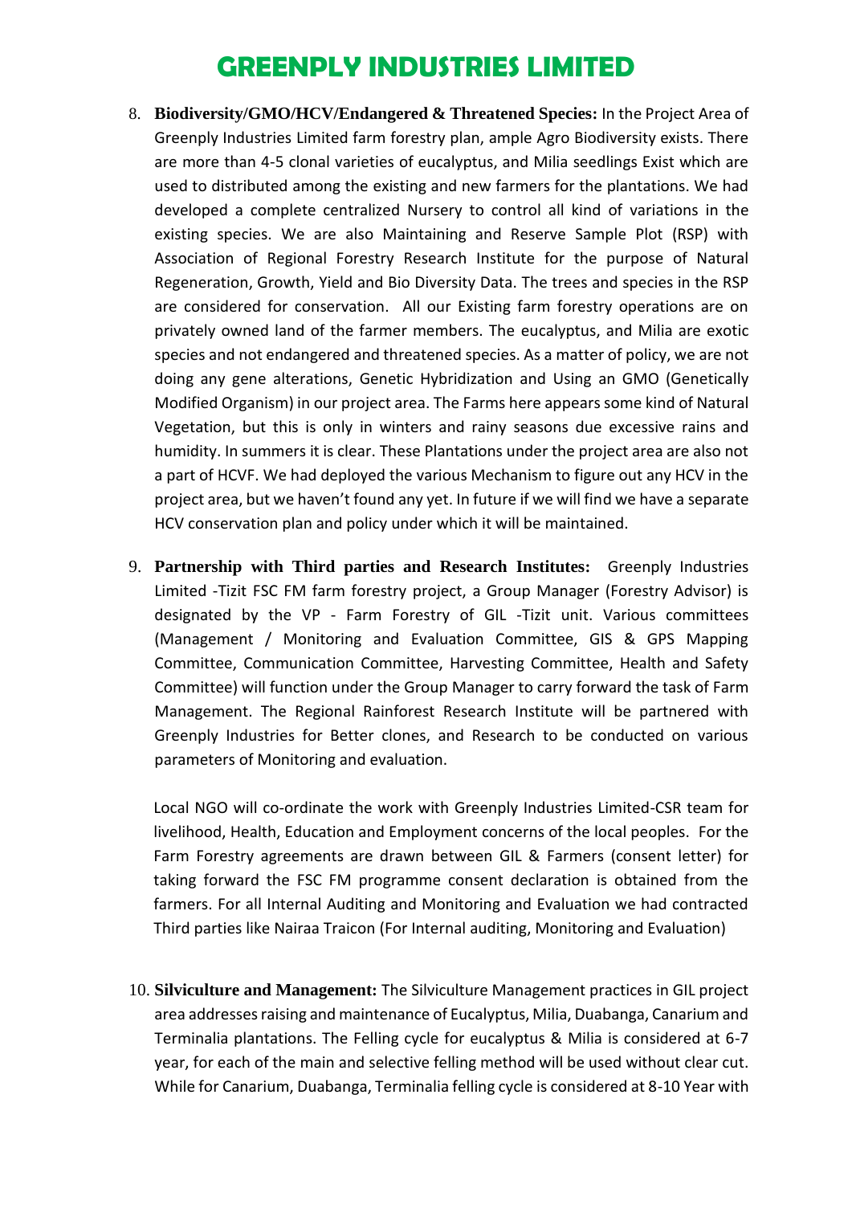8. **Biodiversity/GMO/HCV/Endangered & Threatened Species:** In the Project Area of Greenply Industries Limited farm forestry plan, ample Agro Biodiversity exists. There are more than 4-5 clonal varieties of eucalyptus, and Milia seedlings Exist which are used to distributed among the existing and new farmers for the plantations. We had developed a complete centralized Nursery to control all kind of variations in the existing species. We are also Maintaining and Reserve Sample Plot (RSP) with Association of Regional Forestry Research Institute for the purpose of Natural Regeneration, Growth, Yield and Bio Diversity Data. The trees and species in the RSP are considered for conservation. All our Existing farm forestry operations are on privately owned land of the farmer members. The eucalyptus, and Milia are exotic species and not endangered and threatened species. As a matter of policy, we are not doing any gene alterations, Genetic Hybridization and Using an GMO (Genetically Modified Organism) in our project area. The Farms here appears some kind of Natural Vegetation, but this is only in winters and rainy seasons due excessive rains and humidity. In summers it is clear. These Plantations under the project area are also not a part of HCVF. We had deployed the various Mechanism to figure out any HCV in the project area, but we haven't found any yet. In future if we will find we have a separate HCV conservation plan and policy under which it will be maintained.

9. **Partnership with Third parties and Research Institutes:** Greenply Industries Limited -Tizit FSC FM farm forestry project, a Group Manager (Forestry Advisor) is designated by the VP - Farm Forestry of GIL -Tizit unit. Various committees (Management / Monitoring and Evaluation Committee, GIS & GPS Mapping Committee, Communication Committee, Harvesting Committee, Health and Safety Committee) will function under the Group Manager to carry forward the task of Farm Management. The Regional Rainforest Research Institute will be partnered with Greenply Industries for Better clones, and Research to be conducted on various parameters of Monitoring and evaluation.

   Local NGO will co-ordinate the work with Greenply Industries Limited-CSR team for livelihood, Health, Education and Employment concerns of the local peoples. For the Farm Forestry agreements are drawn between GIL & Farmers (consent letter) for taking forward the FSC FM programme consent declaration is obtained from the farmers. For all Internal Auditing and Monitoring and Evaluation we had contracted Third parties like Nairaa Traicon (For Internal auditing, Monitoring and Evaluation)

10. **Silviculture and Management:** The Silviculture Management practices in GIL project area addresses raising and maintenance of Eucalyptus, Milia, Duabanga, Canarium and Terminalia plantations. The Felling cycle for eucalyptus & Milia is considered at 6-7 year, for each of the main and selective felling method will be used without clear cut. While for Canarium, Duabanga, Terminalia felling cycle is considered at 8-10 Year with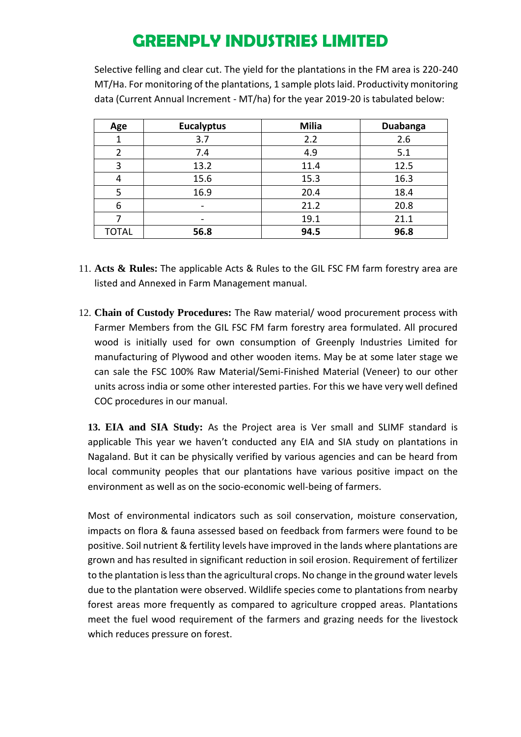Selective felling and clear cut. The yield for the plantations in the FM area is 220-240 MT/Ha. For monitoring of the plantations, 1 sample plots laid. Productivity monitoring data (Current Annual Increment - MT/ha) for the year 2019-20 is tabulated below:

| Age | Eucalyptus | Milia | Duabanga |
|---|---|---|---|
| 1 | 3.7 | 2.2 | 2.6 |
| 2 | 7.4 | 4.9 | 5.1 |
| 3 | 13.2 | 11.4 | 12.5 |
| 4 | 15.6 | 15.3 | 16.3 |
| 5 | 16.9 | 20.4 | 18.4 |
| 6 | - | 21.2 | 20.8 |
| 7 | - | 19.1 | 21.1 |
| TOTAL | **56.8** | **94.5** | **96.8** |

11. **Acts & Rules:** The applicable Acts & Rules to the GIL FSC FM farm forestry area are listed and Annexed in Farm Management manual.

12. **Chain of Custody Procedures:** The Raw material/ wood procurement process with Farmer Members from the GIL FSC FM farm forestry area formulated. All procured wood is initially used for own consumption of Greenply Industries Limited for manufacturing of Plywood and other wooden items. May be at some later stage we can sale the FSC 100% Raw Material/Semi-Finished Material (Veneer) to our other units across india or some other interested parties. For this we have very well defined COC procedures in our manual.

**13. EIA and SIA Study:** As the Project area is Ver small and SLIMF standard is applicable This year we haven't conducted any EIA and SIA study on plantations in Nagaland. But it can be physically verified by various agencies and can be heard from local community peoples that our plantations have various positive impact on the environment as well as on the socio-economic well-being of farmers.

Most of environmental indicators such as soil conservation, moisture conservation, impacts on flora & fauna assessed based on feedback from farmers were found to be positive. Soil nutrient & fertility levels have improved in the lands where plantations are grown and has resulted in significant reduction in soil erosion. Requirement of fertilizer to the plantation is less than the agricultural crops. No change in the ground water levels due to the plantation were observed. Wildlife species come to plantations from nearby forest areas more frequently as compared to agriculture cropped areas. Plantations meet the fuel wood requirement of the farmers and grazing needs for the livestock which reduces pressure on forest.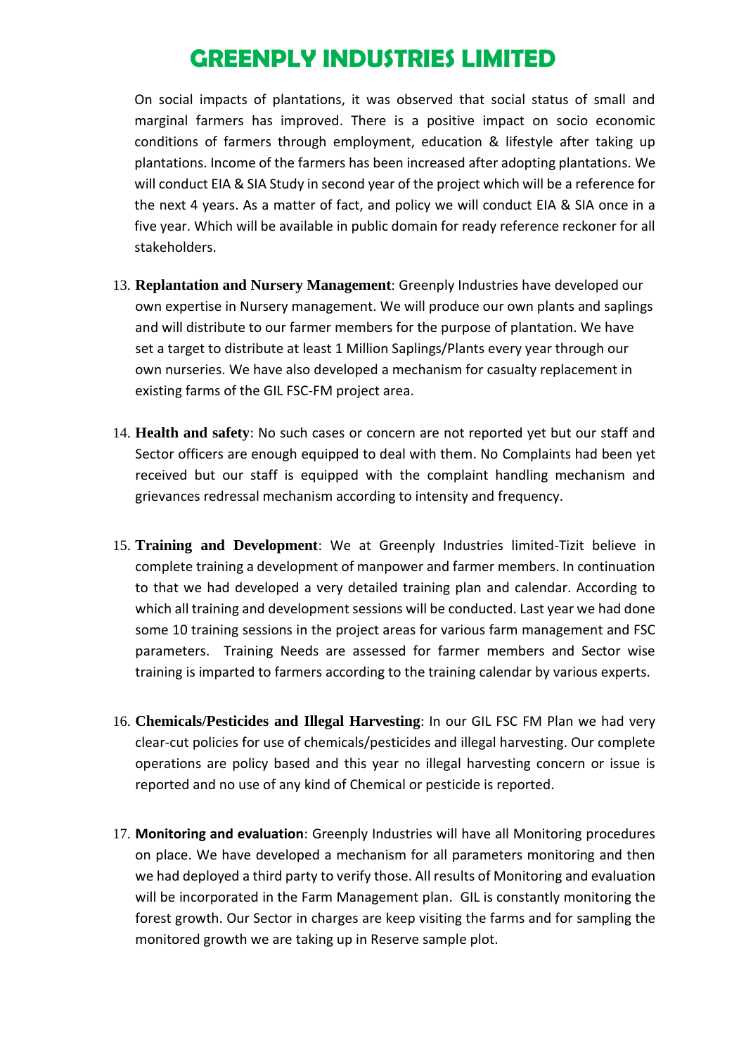On social impacts of plantations, it was observed that social status of small and marginal farmers has improved. There is a positive impact on socio economic conditions of farmers through employment, education & lifestyle after taking up plantations. Income of the farmers has been increased after adopting plantations. We will conduct EIA & SIA Study in second year of the project which will be a reference for the next 4 years. As a matter of fact, and policy we will conduct EIA & SIA once in a five year. Which will be available in public domain for ready reference reckoner for all stakeholders.

13. **Replantation and Nursery Management**: Greenply Industries have developed our own expertise in Nursery management. We will produce our own plants and saplings and will distribute to our farmer members for the purpose of plantation. We have set a target to distribute at least 1 Million Saplings/Plants every year through our own nurseries. We have also developed a mechanism for casualty replacement in existing farms of the GIL FSC-FM project area.

14. **Health and safety**: No such cases or concern are not reported yet but our staff and Sector officers are enough equipped to deal with them. No Complaints had been yet received but our staff is equipped with the complaint handling mechanism and grievances redressal mechanism according to intensity and frequency.

15. **Training and Development**: We at Greenply Industries limited-Tizit believe in complete training a development of manpower and farmer members. In continuation to that we had developed a very detailed training plan and calendar. According to which all training and development sessions will be conducted. Last year we had done some 10 training sessions in the project areas for various farm management and FSC parameters. Training Needs are assessed for farmer members and Sector wise training is imparted to farmers according to the training calendar by various experts.

16. **Chemicals/Pesticides and Illegal Harvesting**: In our GIL FSC FM Plan we had very clear-cut policies for use of chemicals/pesticides and illegal harvesting. Our complete operations are policy based and this year no illegal harvesting concern or issue is reported and no use of any kind of Chemical or pesticide is reported.

17. **Monitoring and evaluation**: Greenply Industries will have all Monitoring procedures on place. We have developed a mechanism for all parameters monitoring and then we had deployed a third party to verify those. All results of Monitoring and evaluation will be incorporated in the Farm Management plan. GIL is constantly monitoring the forest growth. Our Sector in charges are keep visiting the farms and for sampling the monitored growth we are taking up in Reserve sample plot.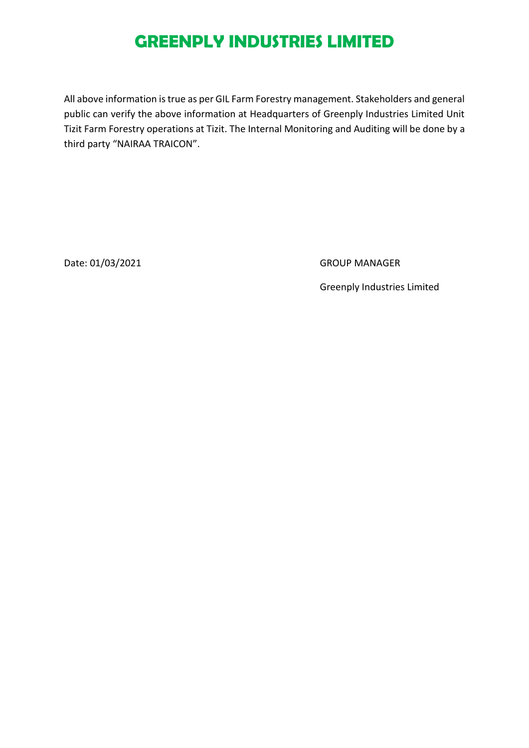# GREENPLY INDUSTRIES LIMITED

All above information is true as per GIL Farm Forestry management. Stakeholders and general public can verify the above information at Headquarters of Greenply Industries Limited Unit Tizit Farm Forestry operations at Tizit. The Internal Monitoring and Auditing will be done by a third party "NAIRAA TRAICON".

Date: 01/03/2021

GROUP MANAGER

Greenply Industries Limited